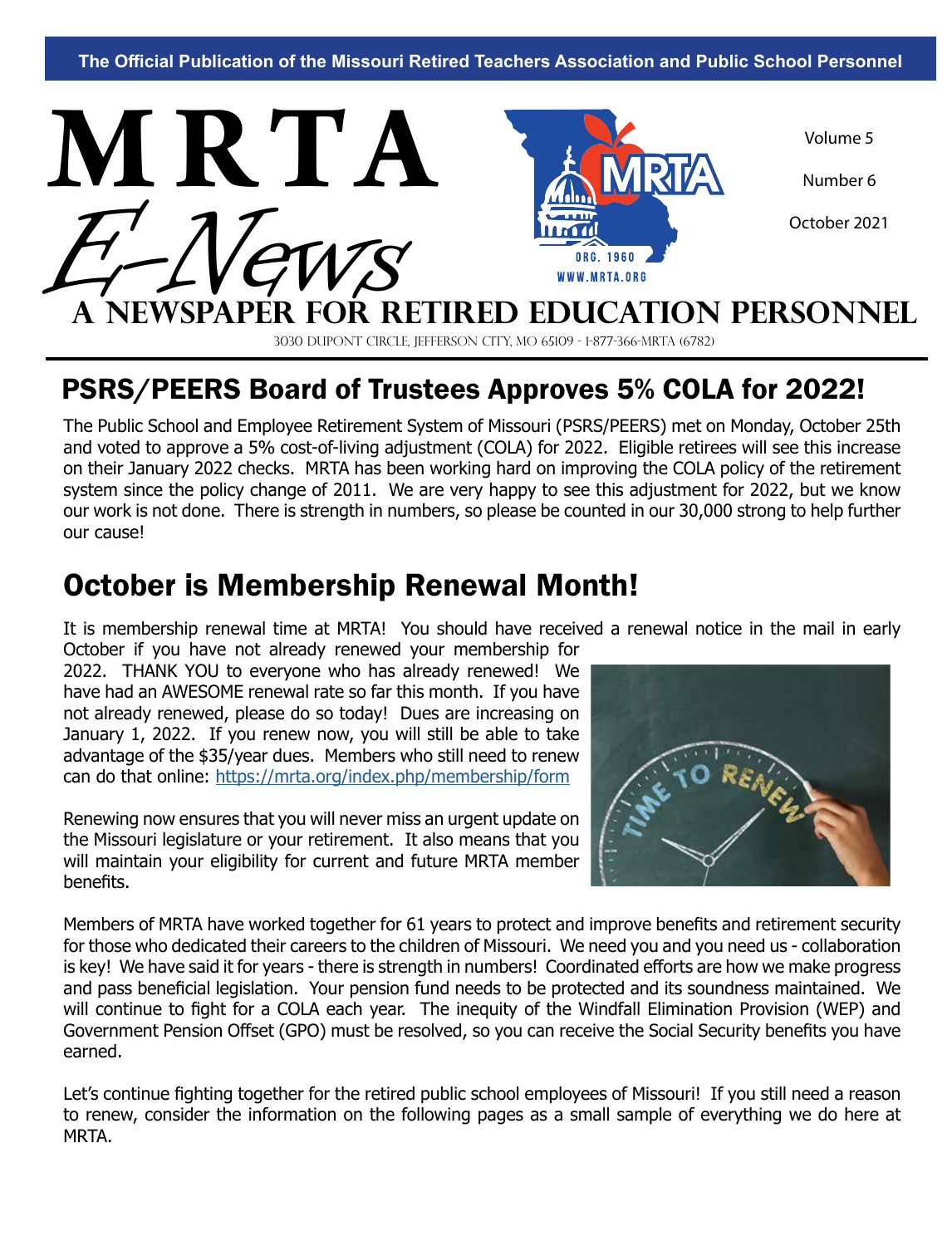The Official Publication of the Missouri Retired Teachers Association and Public School Personnel

# MRTA E-News

Volume 5

Number 6

October 2021

**A NEWSPAPER FOR RETIRED EDUCATION PERSONNEL**

3030 DUPONT CIRCLE, JEFFERSON CITY, MO 65109 - 1-877-366-MRTA (6782)

## PSRS/PEERS Board of Trustees Approves 5% COLA for 2022!

The Public School and Employee Retirement System of Missouri (PSRS/PEERS) met on Monday, October 25th and voted to approve a 5% cost-of-living adjustment (COLA) for 2022. Eligible retirees will see this increase on their January 2022 checks. MRTA has been working hard on improving the COLA policy of the retirement system since the policy change of 2011. We are very happy to see this adjustment for 2022, but we know our work is not done. There is strength in numbers, so please be counted in our 30,000 strong to help further our cause!

## October is Membership Renewal Month!

It is membership renewal time at MRTA! You should have received a renewal notice in the mail in early October if you have not already renewed your membership for 2022. THANK YOU to everyone who has already renewed! We have had an AWESOME renewal rate so far this month. If you have not already renewed, please do so today! Dues are increasing on January 1, 2022. If you renew now, you will still be able to take advantage of the $35/year dues. Members who still need to renew can do that online: https://mrta.org/index.php/membership/form

Renewing now ensures that you will never miss an urgent update on the Missouri legislature or your retirement. It also means that you will maintain your eligibility for current and future MRTA member benefits.

Members of MRTA have worked together for 61 years to protect and improve benefits and retirement security for those who dedicated their careers to the children of Missouri. We need you and you need us - collaboration is key! We have said it for years - there is strength in numbers! Coordinated efforts are how we make progress and pass beneficial legislation. Your pension fund needs to be protected and its soundness maintained. We will continue to fight for a COLA each year. The inequity of the Windfall Elimination Provision (WEP) and Government Pension Offset (GPO) must be resolved, so you can receive the Social Security benefits you have earned.

Let's continue fighting together for the retired public school employees of Missouri! If you still need a reason to renew, consider the information on the following pages as a small sample of everything we do here at MRTA.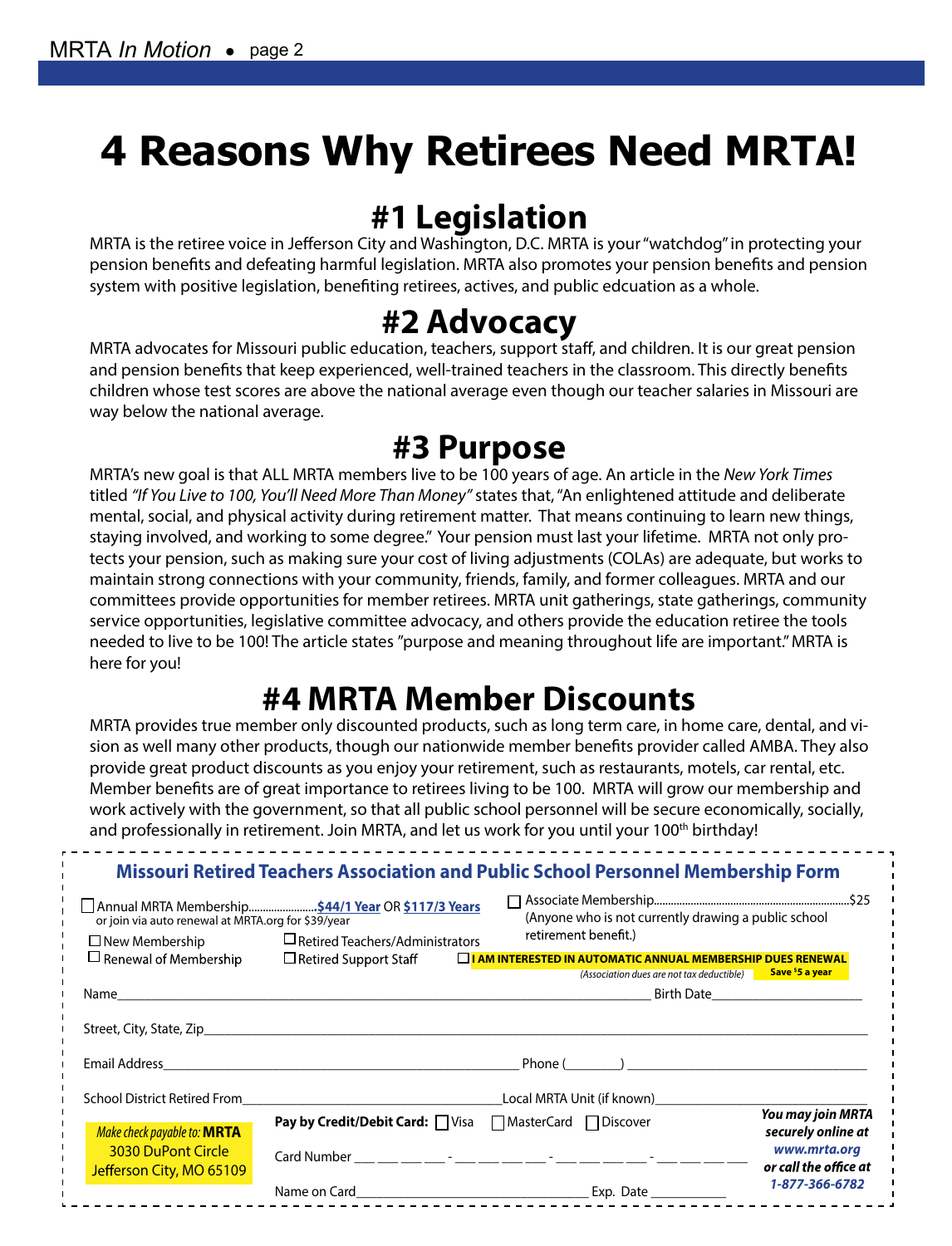# 4 Reasons Why Retirees Need MRTA!

## #1 Legislation

MRTA is the retiree voice in Jefferson City and Washington, D.C. MRTA is your "watchdog" in protecting your pension benefits and defeating harmful legislation. MRTA also promotes your pension benefits and pension system with positive legislation, benefiting retirees, actives, and public edcuation as a whole.

## #2 Advocacy

MRTA advocates for Missouri public education, teachers, support staff, and children. It is our great pension and pension benefits that keep experienced, well-trained teachers in the classroom. This directly benefits children whose test scores are above the national average even though our teacher salaries in Missouri are way below the national average.

## #3 Purpose

MRTA's new goal is that ALL MRTA members live to be 100 years of age. An article in the *New York Times* titled *"If You Live to 100, You'll Need More Than Money"* states that, "An enlightened attitude and deliberate mental, social, and physical activity during retirement matter. That means continuing to learn new things, staying involved, and working to some degree." Your pension must last your lifetime. MRTA not only protects your pension, such as making sure your cost of living adjustments (COLAs) are adequate, but works to maintain strong connections with your community, friends, family, and former colleagues. MRTA and our committees provide opportunities for member retirees. MRTA unit gatherings, state gatherings, community service opportunities, legislative committee advocacy, and others provide the education retiree the tools needed to live to be 100! The article states "purpose and meaning throughout life are important." MRTA is here for you!

## #4 MRTA Member Discounts

MRTA provides true member only discounted products, such as long term care, in home care, dental, and vision as well many other products, though our nationwide member benefits provider called AMBA. They also provide great product discounts as you enjoy your retirement, such as restaurants, motels, car rental, etc. Member benefits are of great importance to retirees living to be 100. MRTA will grow our membership and work actively with the government, so that all public school personnel will be secure economically, socially, and professionally in retirement. Join MRTA, and let us work for you until your 100th birthday!

---

### Missouri Retired Teachers Association and Public School Personnel Membership Form

☐ Annual MRTA Membership........................**$44/1 Year** OR **$117/3 Years**
or join via auto renewal at MRTA.org for $39/year

☐ Associate Membership..........................................................$25
(Anyone who is not currently drawing a public school retirement benefit.)

☐ New Membership ☐ Retired Teachers/Administrators

☐ Renewal of Membership ☐ Retired Support Staff

☐ **I AM INTERESTED IN AUTOMATIC ANNUAL MEMBERSHIP DUES RENEWAL**
*(Association dues are not tax deductible)* **Save $5 a year**

Name\_\_\_\_\_\_\_\_\_\_\_\_\_\_\_\_\_\_\_\_\_\_\_\_\_\_\_\_\_\_\_\_\_\_\_\_\_\_\_\_ Birth Date\_\_\_\_\_\_\_\_\_\_\_\_\_\_\_\_

Street, City, State, Zip\_\_\_\_\_\_\_\_\_\_\_\_\_\_\_\_\_\_\_\_\_\_\_\_\_\_\_\_\_\_\_\_\_\_\_\_\_\_\_\_\_\_\_\_

Email Address\_\_\_\_\_\_\_\_\_\_\_\_\_\_\_\_\_\_\_\_\_\_\_\_\_\_\_\_\_\_ Phone (\_\_\_\_\_\_\_\_) \_\_\_\_\_\_\_\_\_\_\_\_\_\_\_\_\_\_\_\_

School District Retired From\_\_\_\_\_\_\_\_\_\_\_\_\_\_\_\_\_\_\_\_\_\_\_\_ Local MRTA Unit (if known)\_\_\_\_\_\_\_\_\_\_\_\_\_\_\_\_

*Make check payable to:* **MRTA**
3030 DuPont Circle
Jefferson City, MO 65109

**Pay by Credit/Debit Card:** ☐ Visa ☐ MasterCard ☐ Discover

Card Number \_\_\_ \_\_\_ \_\_\_ \_\_\_ - \_\_\_ \_\_\_ \_\_\_ \_\_\_ - \_\_\_ \_\_\_ \_\_\_ \_\_\_ - \_\_\_ \_\_\_ \_\_\_ \_\_\_

Name on Card\_\_\_\_\_\_\_\_\_\_\_\_\_\_\_\_\_\_\_\_\_\_\_\_\_\_\_\_ Exp. Date \_\_\_\_\_\_\_\_\_\_

***You may join MRTA securely online at www.mrta.org or call the office at 1-877-366-6782***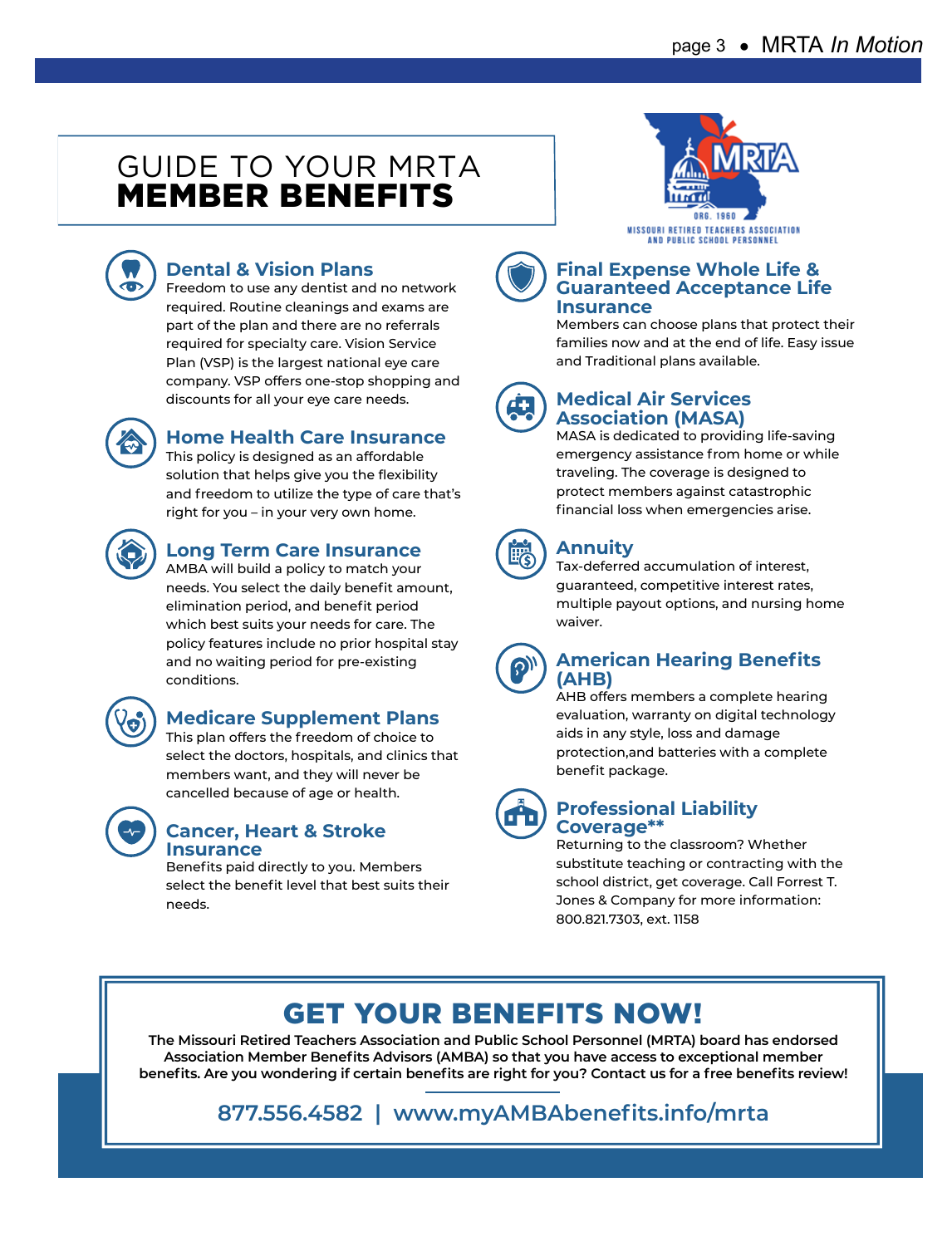# GUIDE TO YOUR MRTA **MEMBER BENEFITS**

MRTA
ORG. 1960
MISSOURI RETIRED TEACHERS ASSOCIATION AND PUBLIC SCHOOL PERSONNEL

### Dental & Vision Plans

Freedom to use any dentist and no network required. Routine cleanings and exams are part of the plan and there are no referrals required for specialty care. Vision Service Plan (VSP) is the largest national eye care company. VSP offers one-stop shopping and discounts for all your eye care needs.

### Home Health Care Insurance

This policy is designed as an affordable solution that helps give you the flexibility and freedom to utilize the type of care that's right for you – in your very own home.

### Long Term Care Insurance

AMBA will build a policy to match your needs. You select the daily benefit amount, elimination period, and benefit period which best suits your needs for care. The policy features include no prior hospital stay and no waiting period for pre-existing conditions.

### Medicare Supplement Plans

This plan offers the freedom of choice to select the doctors, hospitals, and clinics that members want, and they will never be cancelled because of age or health.

### Cancer, Heart & Stroke Insurance

Benefits paid directly to you. Members select the benefit level that best suits their needs.

### Final Expense Whole Life & Guaranteed Acceptance Life Insurance

Members can choose plans that protect their families now and at the end of life. Easy issue and Traditional plans available.

### Medical Air Services Association (MASA)

MASA is dedicated to providing life-saving emergency assistance from home or while traveling. The coverage is designed to protect members against catastrophic financial loss when emergencies arise.

### Annuity

Tax-deferred accumulation of interest, guaranteed, competitive interest rates, multiple payout options, and nursing home waiver.

### American Hearing Benefits (AHB)

AHB offers members a complete hearing evaluation, warranty on digital technology aids in any style, loss and damage protection,and batteries with a complete benefit package.

### Professional Liability Coverage**

Returning to the classroom? Whether substitute teaching or contracting with the school district, get coverage. Call Forrest T. Jones & Company for more information: 800.821.7303, ext. 1158

## GET YOUR BENEFITS NOW!

**The Missouri Retired Teachers Association and Public School Personnel (MRTA) board has endorsed Association Member Benefits Advisors (AMBA) so that you have access to exceptional member benefits. Are you wondering if certain benefits are right for you? Contact us for a free benefits review!**

877.556.4582 | www.myAMBAbenefits.info/mrta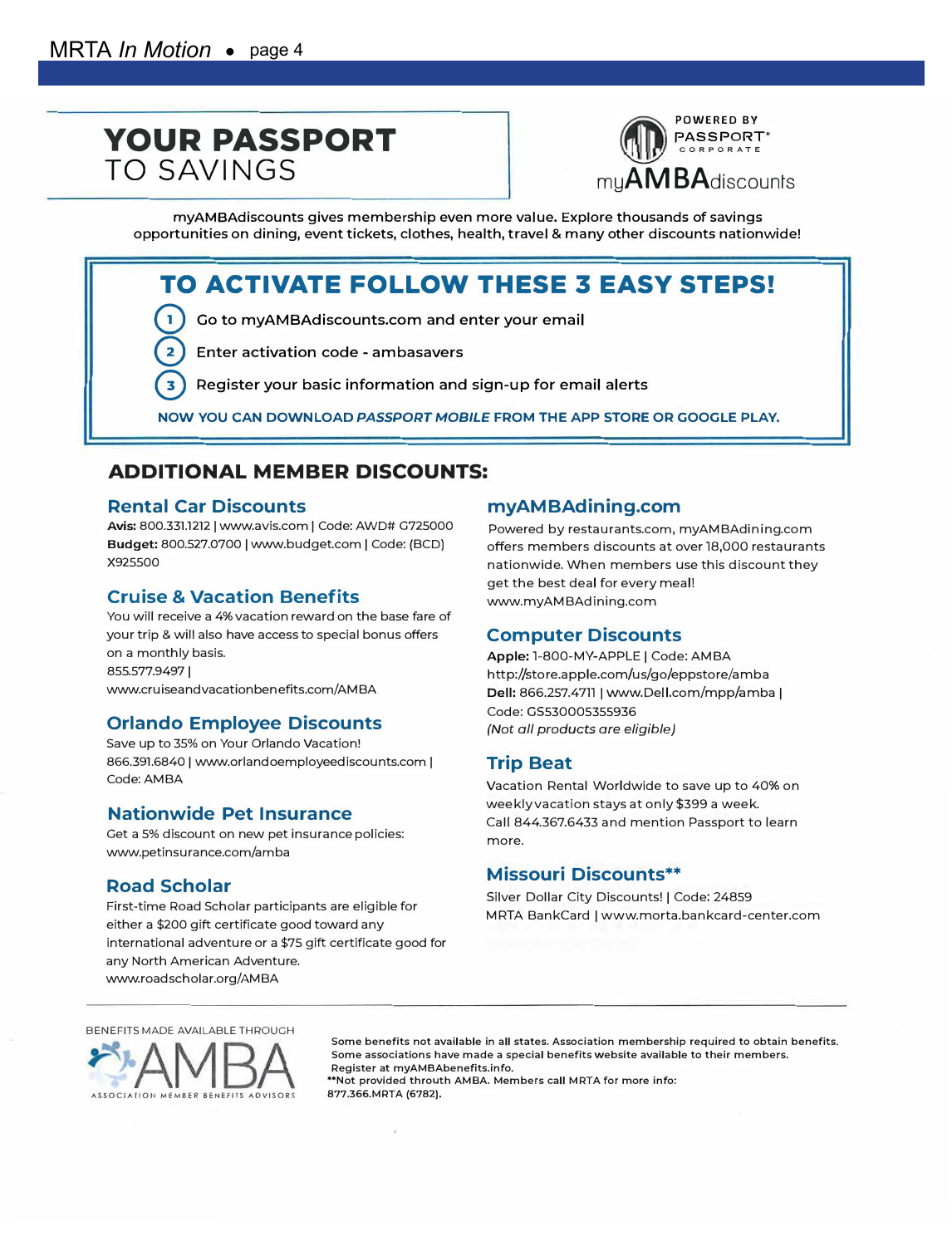# YOUR PASSPORT TO SAVINGS

POWERED BY PASSPORT® CORPORATE

myAMBAdiscounts

myAMBAdiscounts gives membership even more value. Explore thousands of savings opportunities on dining, event tickets, clothes, health, travel & many other discounts nationwide!

## TO ACTIVATE FOLLOW THESE 3 EASY STEPS!

1. Go to myAMBAdiscounts.com and enter your email
2. Enter activation code - ambasavers
3. Register your basic information and sign-up for email alerts

NOW YOU CAN DOWNLOAD *PASSPORT MOBILE* FROM THE APP STORE OR GOOGLE PLAY.

## ADDITIONAL MEMBER DISCOUNTS:

### Rental Car Discounts

**Avis:** 800.331.1212 | www.avis.com | Code: AWD# G725000
**Budget:** 800.527.0700 | www.budget.com | Code: (BCD) X925500

### Cruise & Vacation Benefits

You will receive a 4% vacation reward on the base fare of your trip & will also have access to special bonus offers on a monthly basis.
855.577.9497 |
www.cruiseandvacationbenefits.com/AMBA

### Orlando Employee Discounts

Save up to 35% on Your Orlando Vacation!
866.391.6840 | www.orlandoemployeediscounts.com | Code: AMBA

### Nationwide Pet Insurance

Get a 5% discount on new pet insurance policies:
www.petinsurance.com/amba

### Road Scholar

First-time Road Scholar participants are eligible for either a $200 gift certificate good toward any international adventure or a $75 gift certificate good for any North American Adventure.
www.roadscholar.org/AMBA

### myAMBAdining.com

Powered by restaurants.com, myAMBAdining.com offers members discounts at over 18,000 restaurants nationwide. When members use this discount they get the best deal for every meal!
www.myAMBAdining.com

### Computer Discounts

**Apple:** 1-800-MY-APPLE | Code: AMBA
http://store.apple.com/us/go/eppstore/amba
**Dell:** 866.257.4711 | www.Dell.com/mpp/amba | Code: GS530005355936
*(Not all products are eligible)*

### Trip Beat

Vacation Rental Worldwide to save up to 40% on weekly vacation stays at only $399 a week.
Call 844.367.6433 and mention Passport to learn more.

### Missouri Discounts**

Silver Dollar City Discounts! | Code: 24859
MRTA BankCard | www.morta.bankcard-center.com

---

BENEFITS MADE AVAILABLE THROUGH
AMBA
ASSOCIATION MEMBER BENEFITS ADVISORS

Some benefits not available in all states. Association membership required to obtain benefits. Some associations have made a special benefits website available to their members. Register at myAMBAbenefits.info.
**Not provided throuth AMBA. Members call MRTA for more info: 877.366.MRTA (6782).